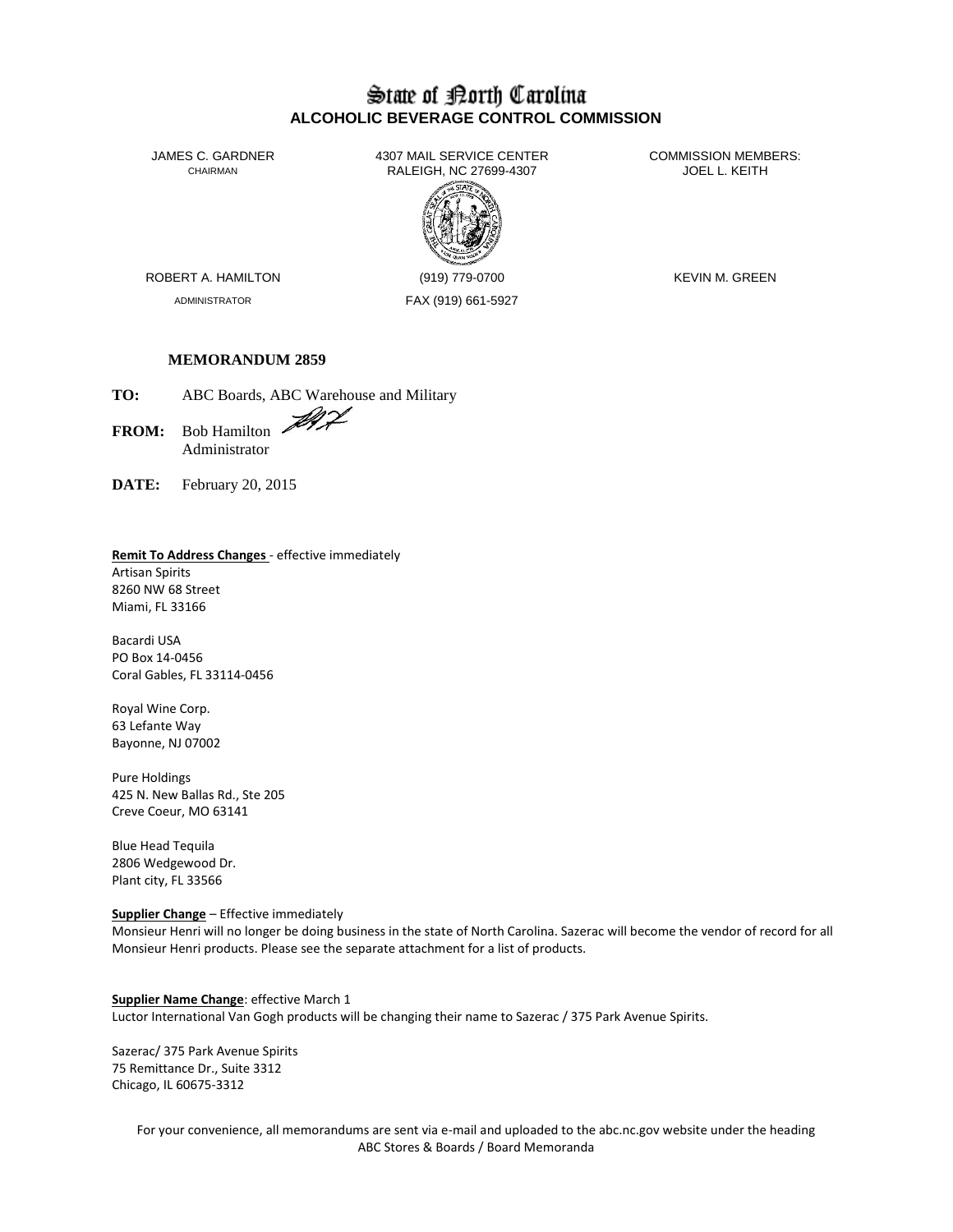# State of North Carolina
## ALCOHOLIC BEVERAGE CONTROL COMMISSION

JAMES C. GARDNER
CHAIRMAN

4307 MAIL SERVICE CENTER
RALEIGH, NC 27699-4307

COMMISSION MEMBERS:
JOEL L. KEITH

ROBERT A. HAMILTON
ADMINISTRATOR

(919) 779-0700
FAX (919) 661-5927

KEVIN M. GREEN

**MEMORANDUM 2859**

**TO:** ABC Boards, ABC Warehouse and Military

**FROM:** Bob Hamilton
Administrator

**DATE:** February 20, 2015

**Remit To Address Changes** - effective immediately

Artisan Spirits
8260 NW 68 Street
Miami, FL 33166

Bacardi USA
PO Box 14-0456
Coral Gables, FL 33114-0456

Royal Wine Corp.
63 Lefante Way
Bayonne, NJ 07002

Pure Holdings
425 N. New Ballas Rd., Ste 205
Creve Coeur, MO 63141

Blue Head Tequila
2806 Wedgewood Dr.
Plant city, FL 33566

**Supplier Change** – Effective immediately
Monsieur Henri will no longer be doing business in the state of North Carolina. Sazerac will become the vendor of record for all Monsieur Henri products. Please see the separate attachment for a list of products.

**Supplier Name Change**: effective March 1
Luctor International Van Gogh products will be changing their name to Sazerac / 375 Park Avenue Spirits.

Sazerac/ 375 Park Avenue Spirits
75 Remittance Dr., Suite 3312
Chicago, IL 60675-3312

For your convenience, all memorandums are sent via e-mail and uploaded to the abc.nc.gov website under the heading ABC Stores & Boards / Board Memoranda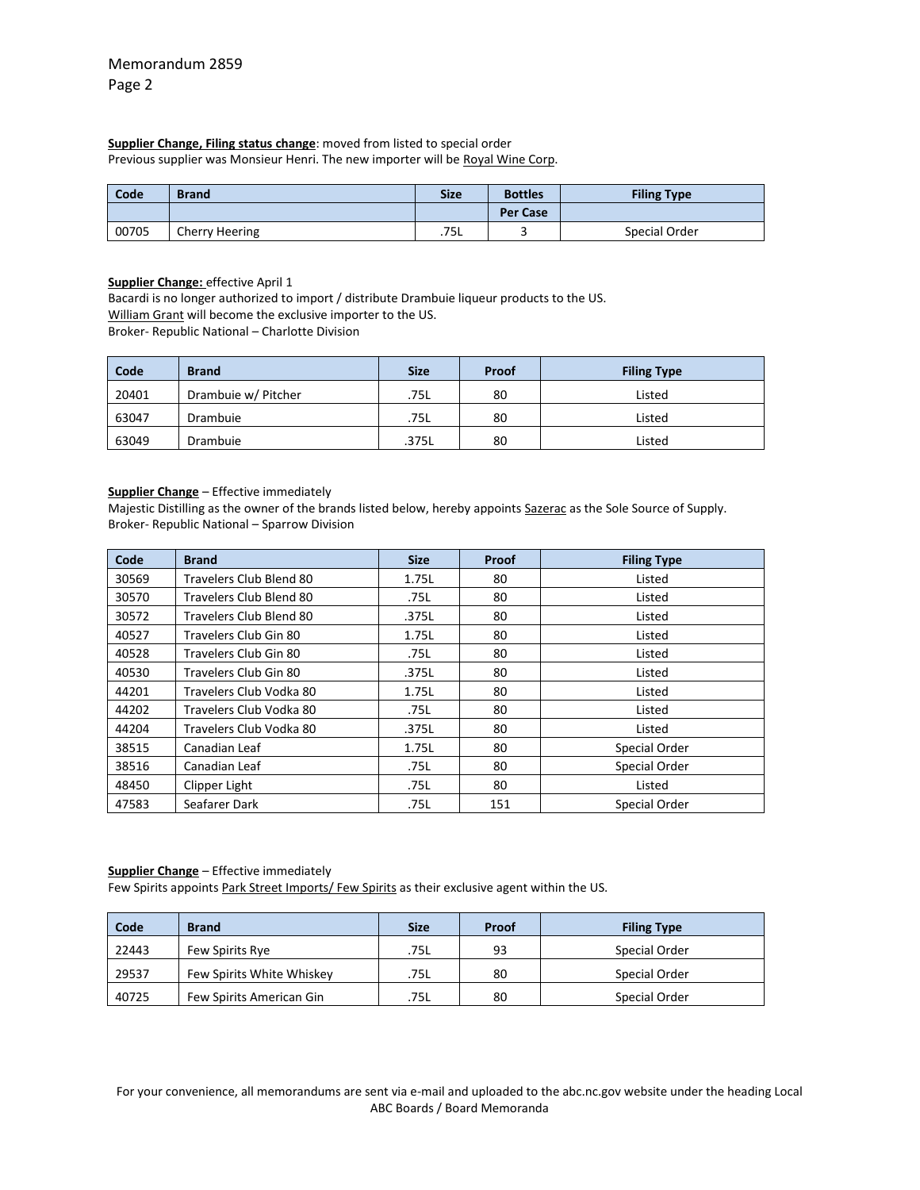**Supplier Change, Filing status change**: moved from listed to special order
Previous supplier was Monsieur Henri. The new importer will be Royal Wine Corp.

| Code | Brand | Size | Bottles | Filing Type |
|---|---|---|---|---|
| | | | Per Case | |
| 00705 | Cherry Heering | .75L | 3 | Special Order |

**Supplier Change:** effective April 1
Bacardi is no longer authorized to import / distribute Drambuie liqueur products to the US.
William Grant will become the exclusive importer to the US.
Broker- Republic National – Charlotte Division

| Code | Brand | Size | Proof | Filing Type |
|---|---|---|---|---|
| 20401 | Drambuie w/ Pitcher | .75L | 80 | Listed |
| 63047 | Drambuie | .75L | 80 | Listed |
| 63049 | Drambuie | .375L | 80 | Listed |

**Supplier Change** – Effective immediately
Majestic Distilling as the owner of the brands listed below, hereby appoints Sazerac as the Sole Source of Supply.
Broker- Republic National – Sparrow Division

| Code | Brand | Size | Proof | Filing Type |
|---|---|---|---|---|
| 30569 | Travelers Club Blend 80 | 1.75L | 80 | Listed |
| 30570 | Travelers Club Blend 80 | .75L | 80 | Listed |
| 30572 | Travelers Club Blend 80 | .375L | 80 | Listed |
| 40527 | Travelers Club Gin 80 | 1.75L | 80 | Listed |
| 40528 | Travelers Club Gin 80 | .75L | 80 | Listed |
| 40530 | Travelers Club Gin 80 | .375L | 80 | Listed |
| 44201 | Travelers Club Vodka 80 | 1.75L | 80 | Listed |
| 44202 | Travelers Club Vodka 80 | .75L | 80 | Listed |
| 44204 | Travelers Club Vodka 80 | .375L | 80 | Listed |
| 38515 | Canadian Leaf | 1.75L | 80 | Special Order |
| 38516 | Canadian Leaf | .75L | 80 | Special Order |
| 48450 | Clipper Light | .75L | 80 | Listed |
| 47583 | Seafarer Dark | .75L | 151 | Special Order |

**Supplier Change** – Effective immediately
Few Spirits appoints Park Street Imports/ Few Spirits as their exclusive agent within the US.

| Code | Brand | Size | Proof | Filing Type |
|---|---|---|---|---|
| 22443 | Few Spirits Rye | .75L | 93 | Special Order |
| 29537 | Few Spirits White Whiskey | .75L | 80 | Special Order |
| 40725 | Few Spirits American Gin | .75L | 80 | Special Order |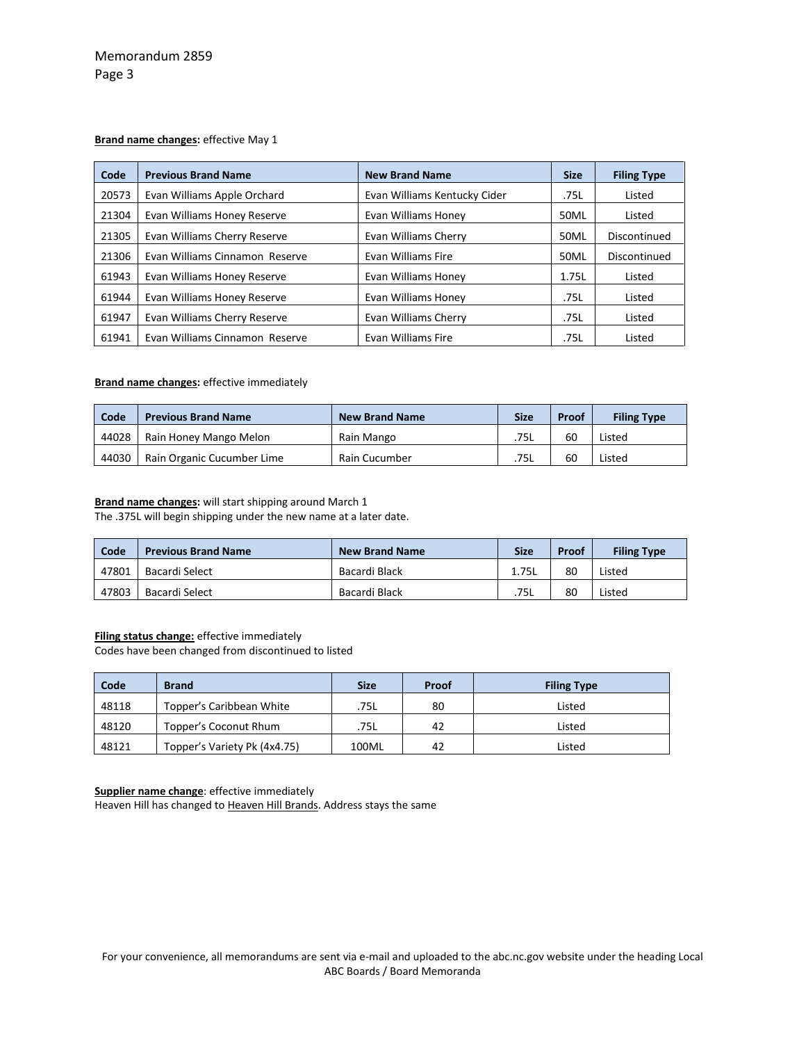**Brand name changes:** effective May 1

| Code | Previous Brand Name | New Brand Name | Size | Filing Type |
|---|---|---|---|---|
| 20573 | Evan Williams Apple Orchard | Evan Williams Kentucky Cider | .75L | Listed |
| 21304 | Evan Williams Honey Reserve | Evan Williams Honey | 50ML | Listed |
| 21305 | Evan Williams Cherry Reserve | Evan Williams Cherry | 50ML | Discontinued |
| 21306 | Evan Williams Cinnamon Reserve | Evan Williams Fire | 50ML | Discontinued |
| 61943 | Evan Williams Honey Reserve | Evan Williams Honey | 1.75L | Listed |
| 61944 | Evan Williams Honey Reserve | Evan Williams Honey | .75L | Listed |
| 61947 | Evan Williams Cherry Reserve | Evan Williams Cherry | .75L | Listed |
| 61941 | Evan Williams Cinnamon Reserve | Evan Williams Fire | .75L | Listed |

**Brand name changes:** effective immediately

| Code | Previous Brand Name | New Brand Name | Size | Proof | Filing Type |
|---|---|---|---|---|---|
| 44028 | Rain Honey Mango Melon | Rain Mango | .75L | 60 | Listed |
| 44030 | Rain Organic Cucumber Lime | Rain Cucumber | .75L | 60 | Listed |

**Brand name changes:** will start shipping around March 1
The .375L will begin shipping under the new name at a later date.

| Code | Previous Brand Name | New Brand Name | Size | Proof | Filing Type |
|---|---|---|---|---|---|
| 47801 | Bacardi Select | Bacardi Black | 1.75L | 80 | Listed |
| 47803 | Bacardi Select | Bacardi Black | .75L | 80 | Listed |

**Filing status change:** effective immediately
Codes have been changed from discontinued to listed

| Code | Brand | Size | Proof | Filing Type |
|---|---|---|---|---|
| 48118 | Topper's Caribbean White | .75L | 80 | Listed |
| 48120 | Topper's Coconut Rhum | .75L | 42 | Listed |
| 48121 | Topper's Variety Pk (4x4.75) | 100ML | 42 | Listed |

**Supplier name change**: effective immediately
Heaven Hill has changed to Heaven Hill Brands. Address stays the same

For your convenience, all memorandums are sent via e-mail and uploaded to the abc.nc.gov website under the heading Local ABC Boards / Board Memoranda